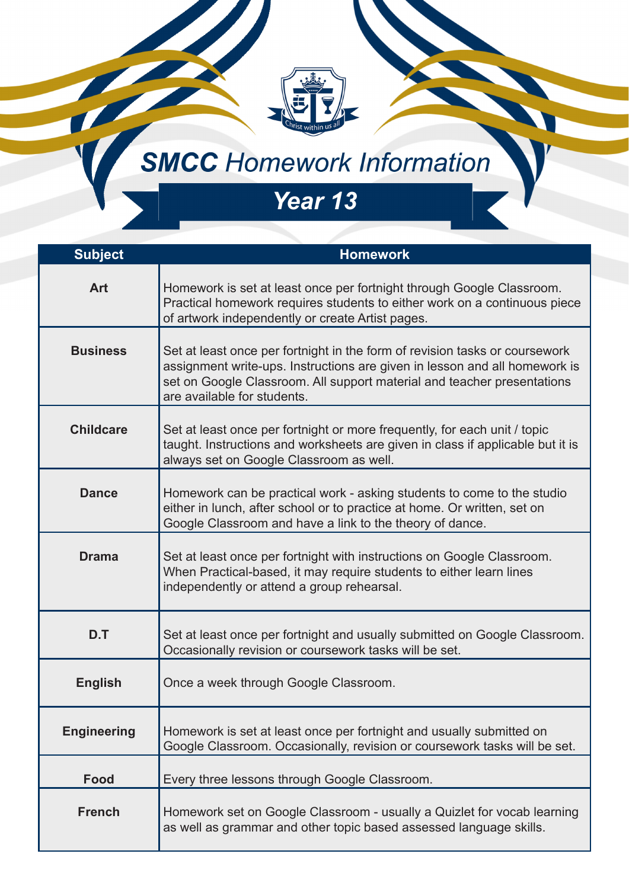# SMCC Homework Information

## Year 13

| Subject | Homework |
|---|---|
| **Art** | Homework is set at least once per fortnight through Google Classroom. Practical homework requires students to either work on a continuous piece of artwork independently or create Artist pages. |
| **Business** | Set at least once per fortnight in the form of revision tasks or coursework assignment write-ups. Instructions are given in lesson and all homework is set on Google Classroom. All support material and teacher presentations are available for students. |
| **Childcare** | Set at least once per fortnight or more frequently, for each unit / topic taught. Instructions and worksheets are given in class if applicable but it is always set on Google Classroom as well. |
| **Dance** | Homework can be practical work - asking students to come to the studio either in lunch, after school or to practice at home. Or written, set on Google Classroom and have a link to the theory of dance. |
| **Drama** | Set at least once per fortnight with instructions on Google Classroom. When Practical-based, it may require students to either learn lines independently or attend a group rehearsal. |
| **D.T** | Set at least once per fortnight and usually submitted on Google Classroom. Occasionally revision or coursework tasks will be set. |
| **English** | Once a week through Google Classroom. |
| **Engineering** | Homework is set at least once per fortnight and usually submitted on Google Classroom. Occasionally, revision or coursework tasks will be set. |
| **Food** | Every three lessons through Google Classroom. |
| **French** | Homework set on Google Classroom - usually a Quizlet for vocab learning as well as grammar and other topic based assessed language skills. |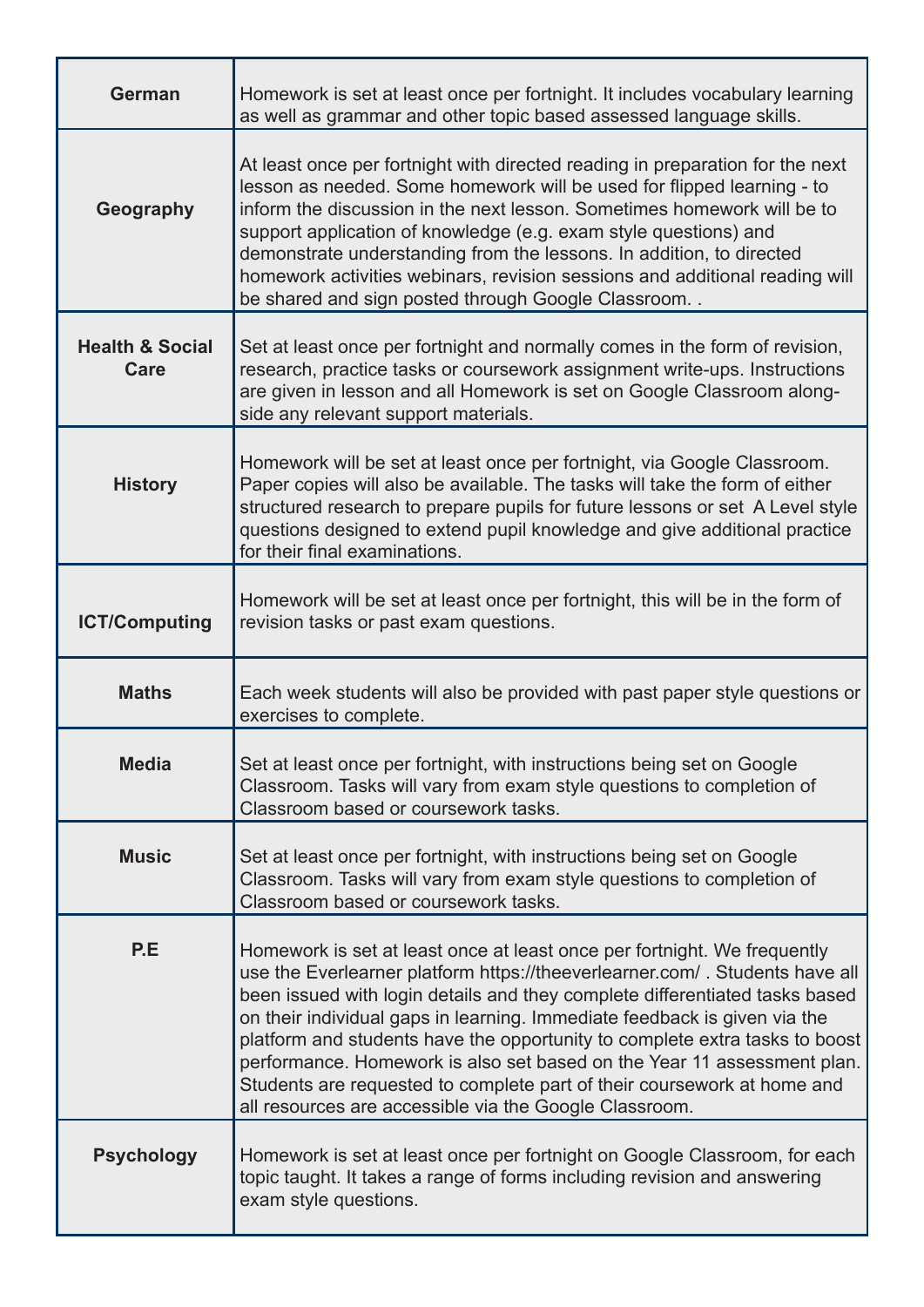| | |
|---|---|
| **German** | Homework is set at least once per fortnight. It includes vocabulary learning as well as grammar and other topic based assessed language skills. |
| **Geography** | At least once per fortnight with directed reading in preparation for the next lesson as needed. Some homework will be used for flipped learning - to inform the discussion in the next lesson. Sometimes homework will be to support application of knowledge (e.g. exam style questions) and demonstrate understanding from the lessons. In addition, to directed homework activities webinars, revision sessions and additional reading will be shared and sign posted through Google Classroom. . |
| **Health & Social Care** | Set at least once per fortnight and normally comes in the form of revision, research, practice tasks or coursework assignment write-ups. Instructions are given in lesson and all Homework is set on Google Classroom along-side any relevant support materials. |
| **History** | Homework will be set at least once per fortnight, via Google Classroom. Paper copies will also be available. The tasks will take the form of either structured research to prepare pupils for future lessons or set A Level style questions designed to extend pupil knowledge and give additional practice for their final examinations. |
| **ICT/Computing** | Homework will be set at least once per fortnight, this will be in the form of revision tasks or past exam questions. |
| **Maths** | Each week students will also be provided with past paper style questions or exercises to complete. |
| **Media** | Set at least once per fortnight, with instructions being set on Google Classroom. Tasks will vary from exam style questions to completion of Classroom based or coursework tasks. |
| **Music** | Set at least once per fortnight, with instructions being set on Google Classroom. Tasks will vary from exam style questions to completion of Classroom based or coursework tasks. |
| **P.E** | Homework is set at least once at least once per fortnight. We frequently use the Everlearner platform https://theeverlearner.com/ . Students have all been issued with login details and they complete differentiated tasks based on their individual gaps in learning. Immediate feedback is given via the platform and students have the opportunity to complete extra tasks to boost performance. Homework is also set based on the Year 11 assessment plan. Students are requested to complete part of their coursework at home and all resources are accessible via the Google Classroom. |
| **Psychology** | Homework is set at least once per fortnight on Google Classroom, for each topic taught. It takes a range of forms including revision and answering exam style questions. |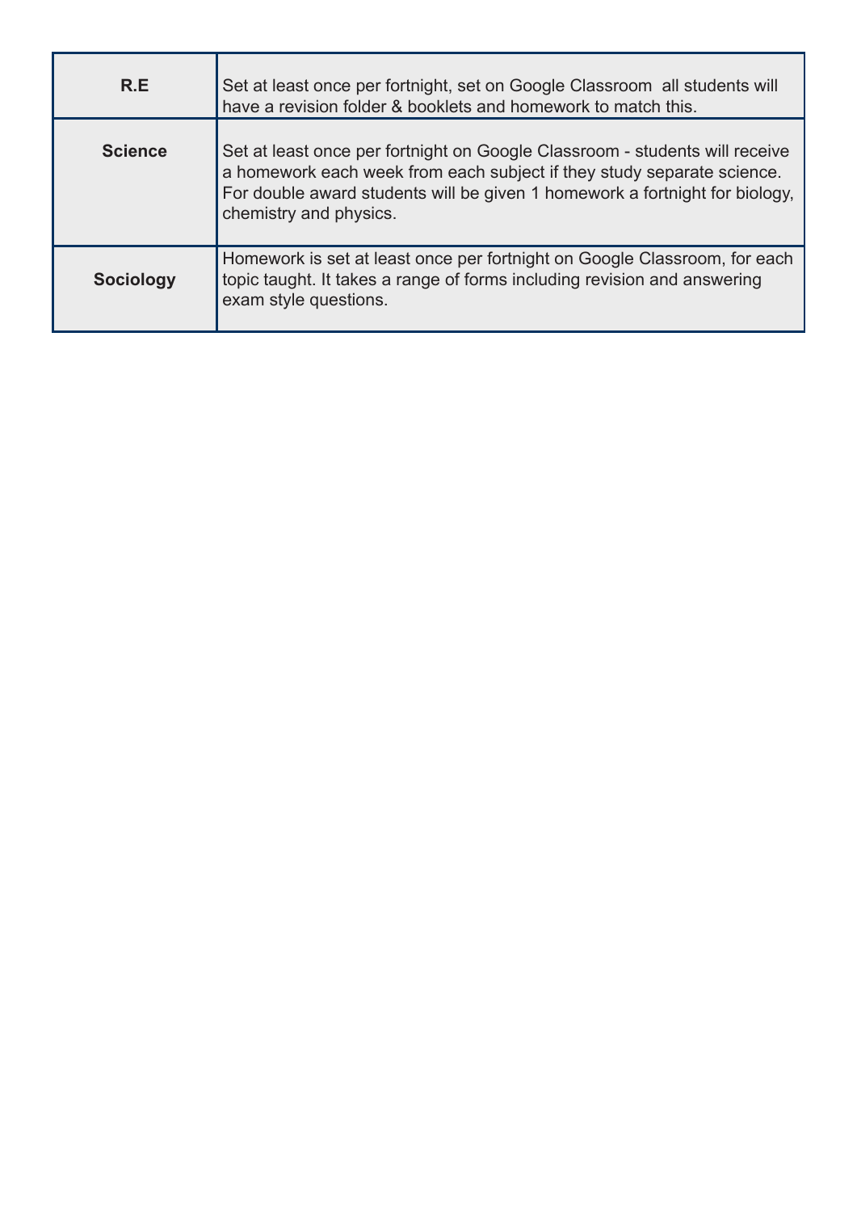| | |
|---|---|
| **R.E** | Set at least once per fortnight, set on Google Classroom  all students will have a revision folder & booklets and homework to match this. |
| **Science** | Set at least once per fortnight on Google Classroom - students will receive a homework each week from each subject if they study separate science. For double award students will be given 1 homework a fortnight for biology, chemistry and physics. |
| **Sociology** | Homework is set at least once per fortnight on Google Classroom, for each topic taught. It takes a range of forms including revision and answering exam style questions. |